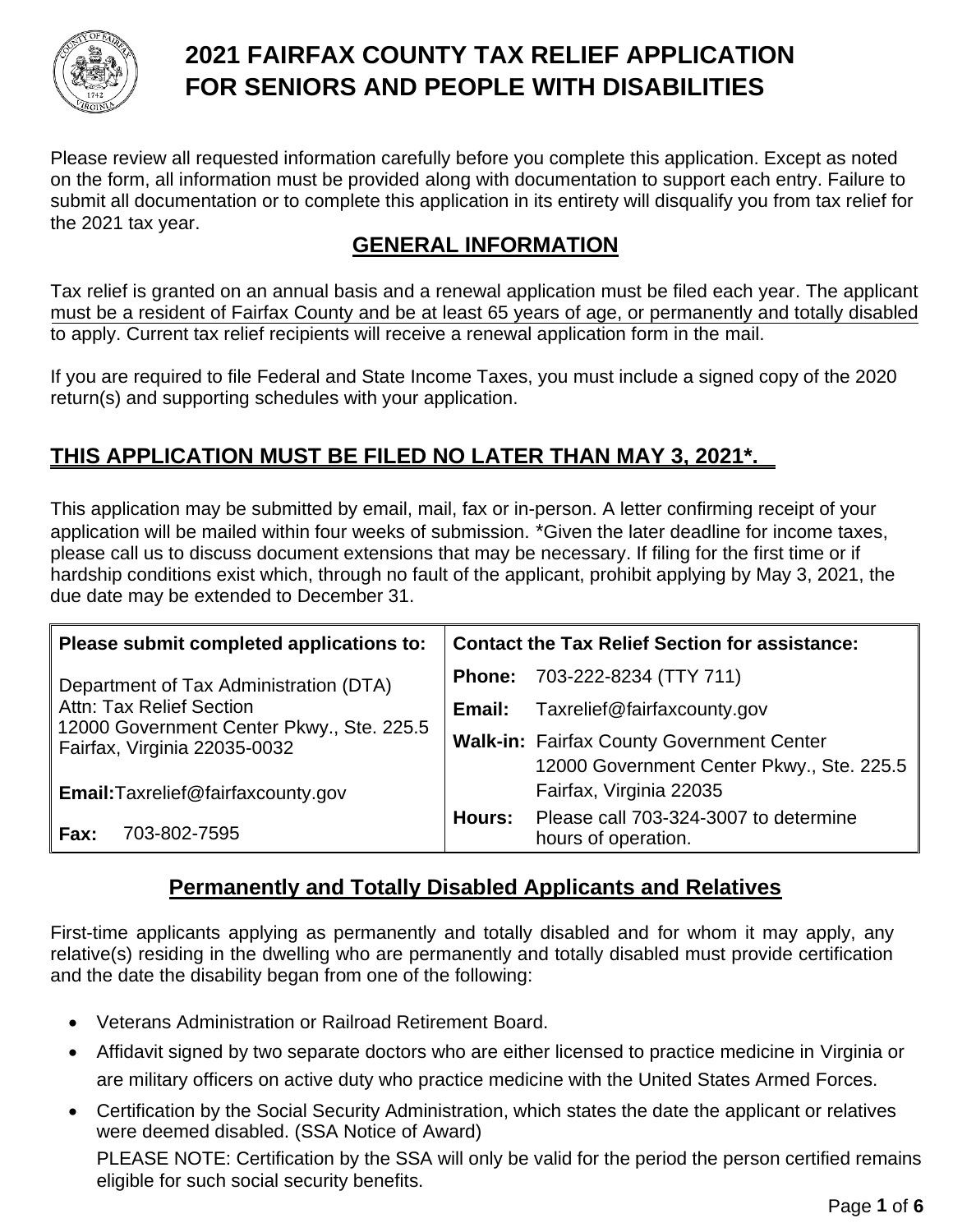# 2021 FAIRFAX COUNTY TAX RELIEF APPLICATION FOR SENIORS AND PEOPLE WITH DISABILITIES

Please review all requested information carefully before you complete this application. Except as noted on the form, all information must be provided along with documentation to support each entry. Failure to submit all documentation or to complete this application in its entirety will disqualify you from tax relief for the 2021 tax year.

## GENERAL INFORMATION

Tax relief is granted on an annual basis and a renewal application must be filed each year. The applicant must be a resident of Fairfax County and be at least 65 years of age, or permanently and totally disabled to apply. Current tax relief recipients will receive a renewal application form in the mail.

If you are required to file Federal and State Income Taxes, you must include a signed copy of the 2020 return(s) and supporting schedules with your application.

## THIS APPLICATION MUST BE FILED NO LATER THAN MAY 3, 2021*.

This application may be submitted by email, mail, fax or in-person. A letter confirming receipt of your application will be mailed within four weeks of submission. *Given the later deadline for income taxes, please call us to discuss document extensions that may be necessary. If filing for the first time or if hardship conditions exist which, through no fault of the applicant, prohibit applying by May 3, 2021, the due date may be extended to December 31.

| Please submit completed applications to: | Contact the Tax Relief Section for assistance: |
|---|---|
| Department of Tax Administration (DTA)<br>Attn: Tax Relief Section<br>12000 Government Center Pkwy., Ste. 225.5<br>Fairfax, Virginia 22035-0032 | **Phone:** 703-222-8234 (TTY 711)<br>**Email:** Taxrelief@fairfaxcounty.gov |
| **Email:** Taxrelief@fairfaxcounty.gov | **Walk-in:** Fairfax County Government Center<br>12000 Government Center Pkwy., Ste. 225.5<br>Fairfax, Virginia 22035 |
| **Fax:** 703-802-7595 | **Hours:** Please call 703-324-3007 to determine hours of operation. |

## Permanently and Totally Disabled Applicants and Relatives

First-time applicants applying as permanently and totally disabled and for whom it may apply, any relative(s) residing in the dwelling who are permanently and totally disabled must provide certification and the date the disability began from one of the following:

- Veterans Administration or Railroad Retirement Board.
- Affidavit signed by two separate doctors who are either licensed to practice medicine in Virginia or are military officers on active duty who practice medicine with the United States Armed Forces.
- Certification by the Social Security Administration, which states the date the applicant or relatives were deemed disabled. (SSA Notice of Award)

  PLEASE NOTE: Certification by the SSA will only be valid for the period the person certified remains eligible for such social security benefits.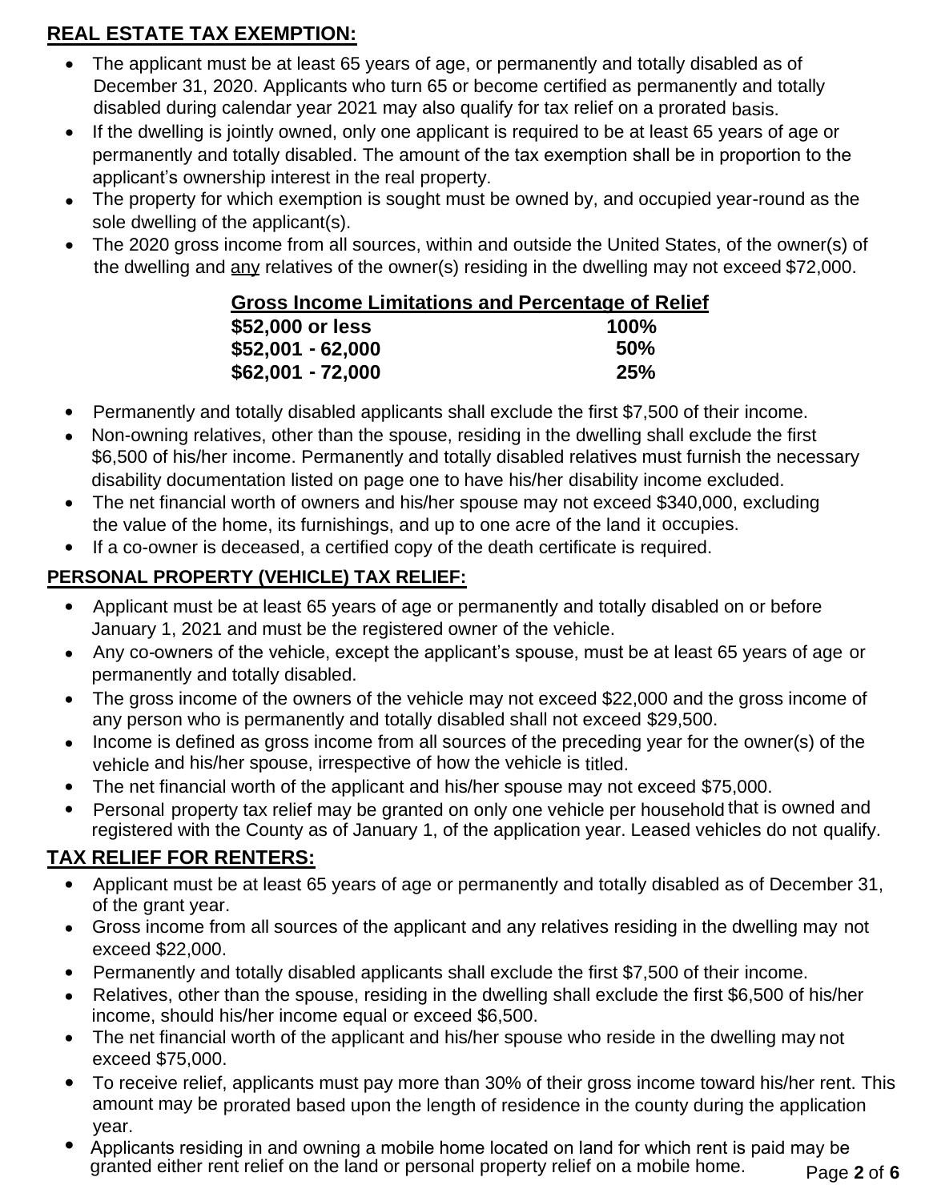## REAL ESTATE TAX EXEMPTION:

- The applicant must be at least 65 years of age, or permanently and totally disabled as of December 31, 2020. Applicants who turn 65 or become certified as permanently and totally disabled during calendar year 2021 may also qualify for tax relief on a prorated basis.
- If the dwelling is jointly owned, only one applicant is required to be at least 65 years of age or permanently and totally disabled. The amount of the tax exemption shall be in proportion to the applicant's ownership interest in the real property.
- The property for which exemption is sought must be owned by, and occupied year-round as the sole dwelling of the applicant(s).
- The 2020 gross income from all sources, within and outside the United States, of the owner(s) of the dwelling and any relatives of the owner(s) residing in the dwelling may not exceed $72,000.

| Gross Income Limitations and Percentage of Relief | |
|---|---|
| **$52,000 or less** | **100%** |
| **$52,001 - 62,000** | **50%** |
| **$62,001 - 72,000** | **25%** |

- Permanently and totally disabled applicants shall exclude the first $7,500 of their income.
- Non-owning relatives, other than the spouse, residing in the dwelling shall exclude the first $6,500 of his/her income. Permanently and totally disabled relatives must furnish the necessary disability documentation listed on page one to have his/her disability income excluded.
- The net financial worth of owners and his/her spouse may not exceed $340,000, excluding the value of the home, its furnishings, and up to one acre of the land it occupies.
- If a co-owner is deceased, a certified copy of the death certificate is required.

## PERSONAL PROPERTY (VEHICLE) TAX RELIEF:

- Applicant must be at least 65 years of age or permanently and totally disabled on or before January 1, 2021 and must be the registered owner of the vehicle.
- Any co-owners of the vehicle, except the applicant's spouse, must be at least 65 years of age or permanently and totally disabled.
- The gross income of the owners of the vehicle may not exceed $22,000 and the gross income of any person who is permanently and totally disabled shall not exceed $29,500.
- Income is defined as gross income from all sources of the preceding year for the owner(s) of the vehicle and his/her spouse, irrespective of how the vehicle is titled.
- The net financial worth of the applicant and his/her spouse may not exceed $75,000.
- Personal property tax relief may be granted on only one vehicle per household that is owned and registered with the County as of January 1, of the application year. Leased vehicles do not qualify.

## TAX RELIEF FOR RENTERS:

- Applicant must be at least 65 years of age or permanently and totally disabled as of December 31, of the grant year.
- Gross income from all sources of the applicant and any relatives residing in the dwelling may not exceed $22,000.
- Permanently and totally disabled applicants shall exclude the first $7,500 of their income.
- Relatives, other than the spouse, residing in the dwelling shall exclude the first $6,500 of his/her income, should his/her income equal or exceed $6,500.
- The net financial worth of the applicant and his/her spouse who reside in the dwelling may not exceed $75,000.
- To receive relief, applicants must pay more than 30% of their gross income toward his/her rent. This amount may be prorated based upon the length of residence in the county during the application year.
- Applicants residing in and owning a mobile home located on land for which rent is paid may be granted either rent relief on the land or personal property relief on a mobile home.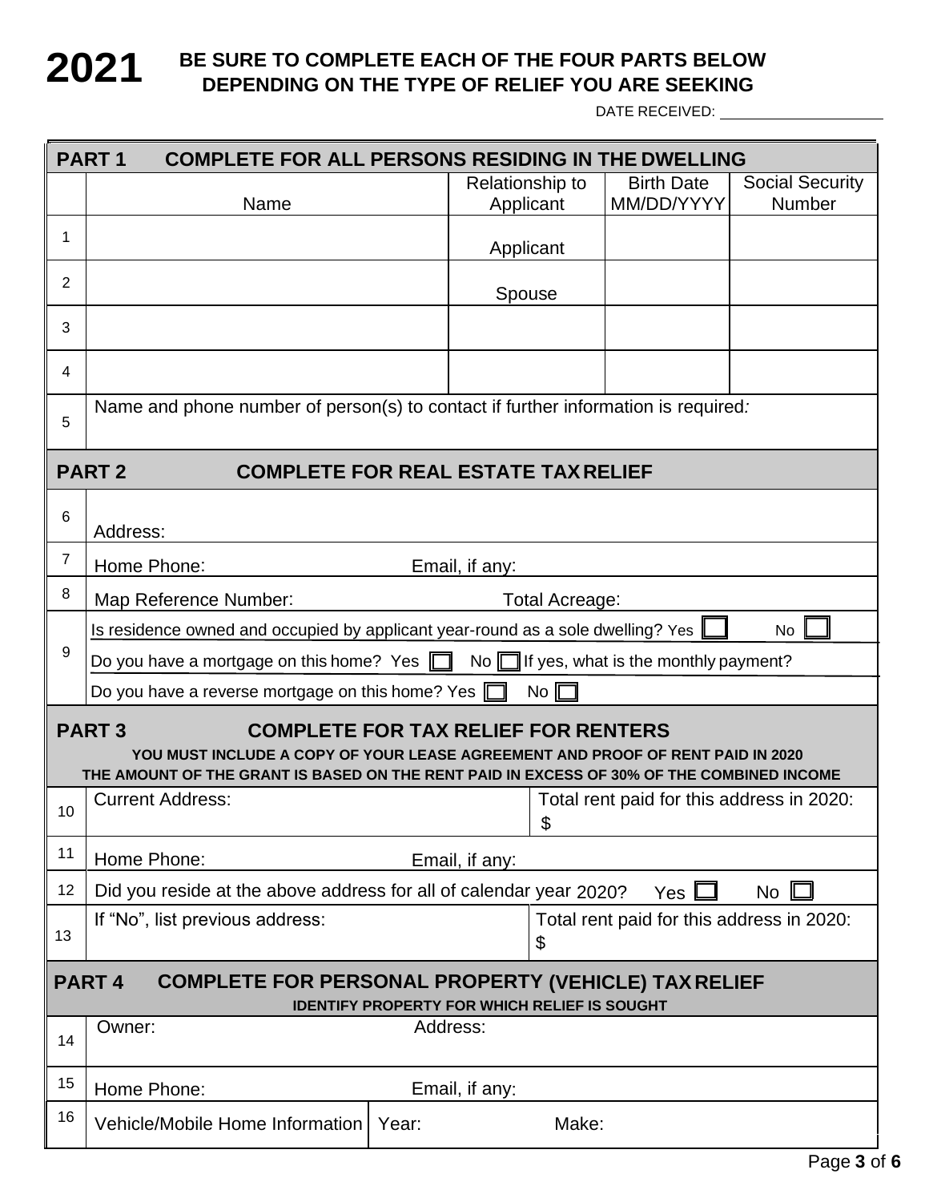# 2021

**BE SURE TO COMPLETE EACH OF THE FOUR PARTS BELOW DEPENDING ON THE TYPE OF RELIEF YOU ARE SEEKING**

DATE RECEIVED: ____________________

## PART 1 COMPLETE FOR ALL PERSONS RESIDING IN THE DWELLING

| | Name | Relationship to Applicant | Birth Date MM/DD/YYYY | Social Security Number |
|---|---|---|---|---|
| 1 | | Applicant | | |
| 2 | | Spouse | | |
| 3 | | | | |
| 4 | | | | |
| 5 | Name and phone number of person(s) to contact if further information is required: | | | |

## PART 2 COMPLETE FOR REAL ESTATE TAX RELIEF

| | | |
|---|---|---|
| 6 | Address: | |
| 7 | Home Phone: | Email, if any: |
| 8 | Map Reference Number: | Total Acreage: |
| 9 | Is residence owned and occupied by applicant year-round as a sole dwelling? Yes ☐ No ☐ | |
| | Do you have a mortgage on this home? Yes ☐ No ☐ If yes, what is the monthly payment? | |
| | Do you have a reverse mortgage on this home? Yes ☐ No ☐ | |

## PART 3 COMPLETE FOR TAX RELIEF FOR RENTERS

**YOU MUST INCLUDE A COPY OF YOUR LEASE AGREEMENT AND PROOF OF RENT PAID IN 2020**

**THE AMOUNT OF THE GRANT IS BASED ON THE RENT PAID IN EXCESS OF 30% OF THE COMBINED INCOME**

| | | |
|---|---|---|
| 10 | Current Address: | Total rent paid for this address in 2020: $ |
| 11 | Home Phone: | Email, if any: |
| 12 | Did you reside at the above address for all of calendar year 2020? Yes ☐ No ☐ | |
| 13 | If "No", list previous address: | Total rent paid for this address in 2020: $ |

## PART 4 COMPLETE FOR PERSONAL PROPERTY (VEHICLE) TAX RELIEF

**IDENTIFY PROPERTY FOR WHICH RELIEF IS SOUGHT**

| | | | |
|---|---|---|---|
| 14 | Owner: | Address: | |
| 15 | Home Phone: | Email, if any: | |
| 16 | Vehicle/Mobile Home Information | Year: | Make: |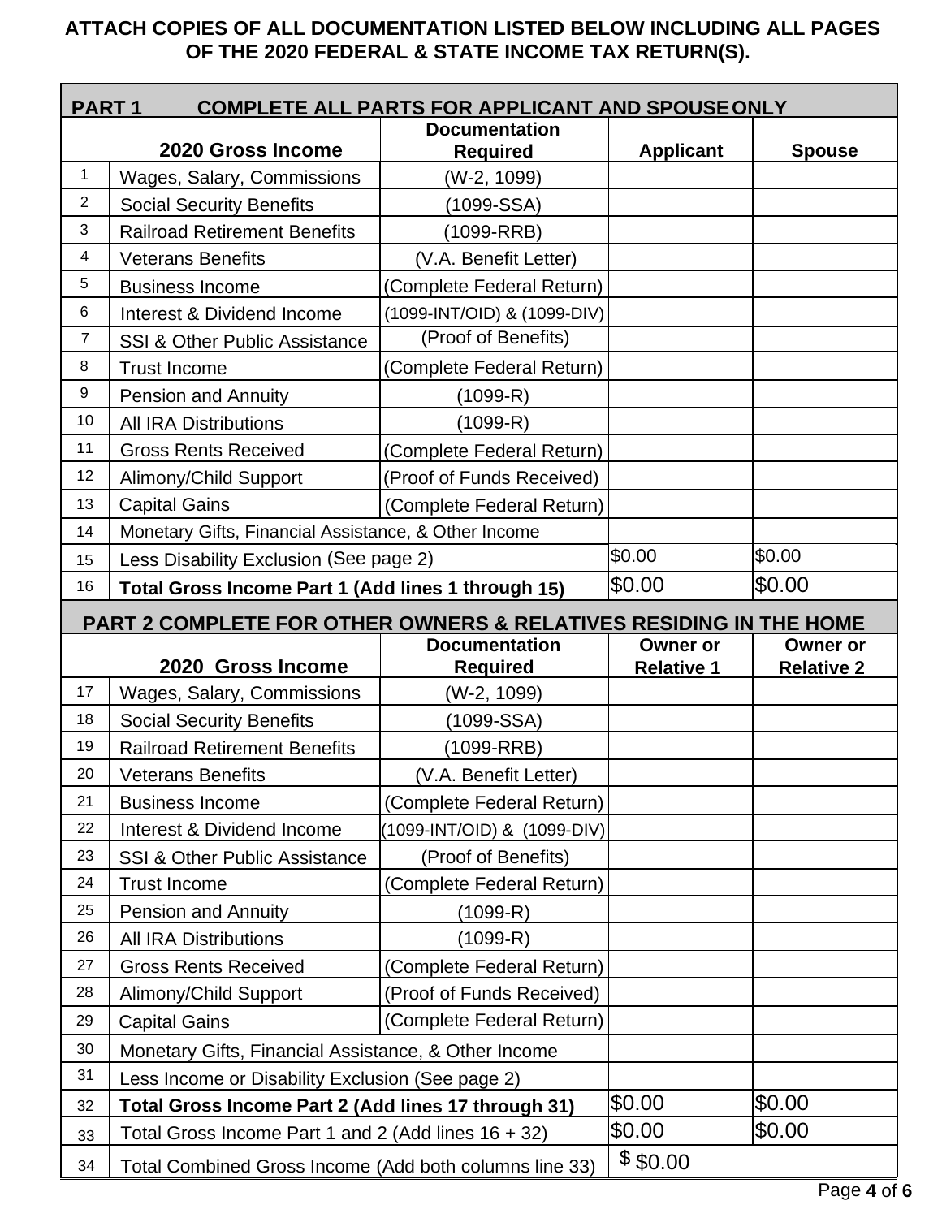**ATTACH COPIES OF ALL DOCUMENTATION LISTED BELOW INCLUDING ALL PAGES OF THE 2020 FEDERAL & STATE INCOME TAX RETURN(S).**

| | **PART 1 COMPLETE ALL PARTS FOR APPLICANT AND SPOUSE ONLY** | | | |
|---|---|---|---|---|
| | **2020 Gross Income** | **Documentation Required** | **Applicant** | **Spouse** |
| 1 | Wages, Salary, Commissions | (W-2, 1099) | | |
| 2 | Social Security Benefits | (1099-SSA) | | |
| 3 | Railroad Retirement Benefits | (1099-RRB) | | |
| 4 | Veterans Benefits | (V.A. Benefit Letter) | | |
| 5 | Business Income | (Complete Federal Return) | | |
| 6 | Interest & Dividend Income | (1099-INT/OID) & (1099-DIV) | | |
| 7 | SSI & Other Public Assistance | (Proof of Benefits) | | |
| 8 | Trust Income | (Complete Federal Return) | | |
| 9 | Pension and Annuity | (1099-R) | | |
| 10 | All IRA Distributions | (1099-R) | | |
| 11 | Gross Rents Received | (Complete Federal Return) | | |
| 12 | Alimony/Child Support | (Proof of Funds Received) | | |
| 13 | Capital Gains | (Complete Federal Return) | | |
| 14 | Monetary Gifts, Financial Assistance, & Other Income | | | |
| 15 | Less Disability Exclusion (See page 2) | | $0.00 | $0.00 |
| 16 | **Total Gross Income Part 1 (Add lines 1 through 15)** | | $0.00 | $0.00 |
| | **PART 2 COMPLETE FOR OTHER OWNERS & RELATIVES RESIDING IN THE HOME** | | | |
| | **2020 Gross Income** | **Documentation Required** | **Owner or Relative 1** | **Owner or Relative 2** |
| 17 | Wages, Salary, Commissions | (W-2, 1099) | | |
| 18 | Social Security Benefits | (1099-SSA) | | |
| 19 | Railroad Retirement Benefits | (1099-RRB) | | |
| 20 | Veterans Benefits | (V.A. Benefit Letter) | | |
| 21 | Business Income | (Complete Federal Return) | | |
| 22 | Interest & Dividend Income | (1099-INT/OID) & (1099-DIV) | | |
| 23 | SSI & Other Public Assistance | (Proof of Benefits) | | |
| 24 | Trust Income | (Complete Federal Return) | | |
| 25 | Pension and Annuity | (1099-R) | | |
| 26 | All IRA Distributions | (1099-R) | | |
| 27 | Gross Rents Received | (Complete Federal Return) | | |
| 28 | Alimony/Child Support | (Proof of Funds Received) | | |
| 29 | Capital Gains | (Complete Federal Return) | | |
| 30 | Monetary Gifts, Financial Assistance, & Other Income | | | |
| 31 | Less Income or Disability Exclusion (See page 2) | | | |
| 32 | **Total Gross Income Part 2 (Add lines 17 through 31)** | | $0.00 | $0.00 |
| 33 | Total Gross Income Part 1 and 2 (Add lines 16 + 32) | | $0.00 | $0.00 |
| 34 | Total Combined Gross Income (Add both columns line 33) | | $ $0.00 | |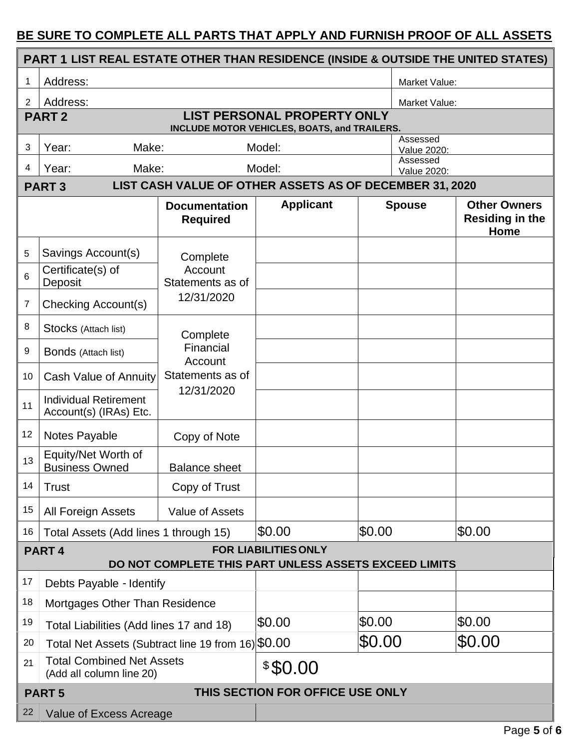**BE SURE TO COMPLETE ALL PARTS THAT APPLY AND FURNISH PROOF OF ALL ASSETS**

**PART 1 LIST REAL ESTATE OTHER THAN RESIDENCE (INSIDE & OUTSIDE THE UNITED STATES)**

| | | |
|---|---|---|
| 1 | Address: | Market Value: |
| 2 | Address: | Market Value: |

**PART 2 LIST PERSONAL PROPERTY ONLY**
**INCLUDE MOTOR VEHICLES, BOATS, and TRAILERS.**

| | | | | |
|---|---|---|---|---|
| 3 | Year: | Make: | Model: | Assessed Value 2020: |
| 4 | Year: | Make: | Model: | Assessed Value 2020: |

**PART 3 LIST CASH VALUE OF OTHER ASSETS AS OF DECEMBER 31, 2020**

| | | Documentation Required | Applicant | Spouse | Other Owners Residing in the Home |
|---|---|---|---|---|---|
| 5 | Savings Account(s) | Complete Account Statements as of 12/31/2020 | | | |
| 6 | Certificate(s) of Deposit | | | | |
| 7 | Checking Account(s) | | | | |
| 8 | Stocks (Attach list) | Complete Financial Account Statements as of 12/31/2020 | | | |
| 9 | Bonds (Attach list) | | | | |
| 10 | Cash Value of Annuity | | | | |
| 11 | Individual Retirement Account(s) (IRAs) Etc. | | | | |
| 12 | Notes Payable | Copy of Note | | | |
| 13 | Equity/Net Worth of Business Owned | Balance sheet | | | |
| 14 | Trust | Copy of Trust | | | |
| 15 | All Foreign Assets | Value of Assets | | | |
| 16 | Total Assets (Add lines 1 through 15) | | $0.00 | $0.00 | $0.00 |

**PART 4 FOR LIABILITIES ONLY**
**DO NOT COMPLETE THIS PART UNLESS ASSETS EXCEED LIMITS**

| | | Applicant | Spouse | Other Owners Residing in the Home |
|---|---|---|---|---|
| 17 | Debts Payable - Identify | | | |
| 18 | Mortgages Other Than Residence | | | |
| 19 | Total Liabilities (Add lines 17 and 18) | $0.00 | $0.00 | $0.00 |
| 20 | Total Net Assets (Subtract line 19 from 16) | $0.00 | $0.00 | $0.00 |
| 21 | Total Combined Net Assets (Add all column line 20) | $ $0.00 | | |

**PART 5 THIS SECTION FOR OFFICE USE ONLY**

| | | |
|---|---|---|
| 22 | Value of Excess Acreage | |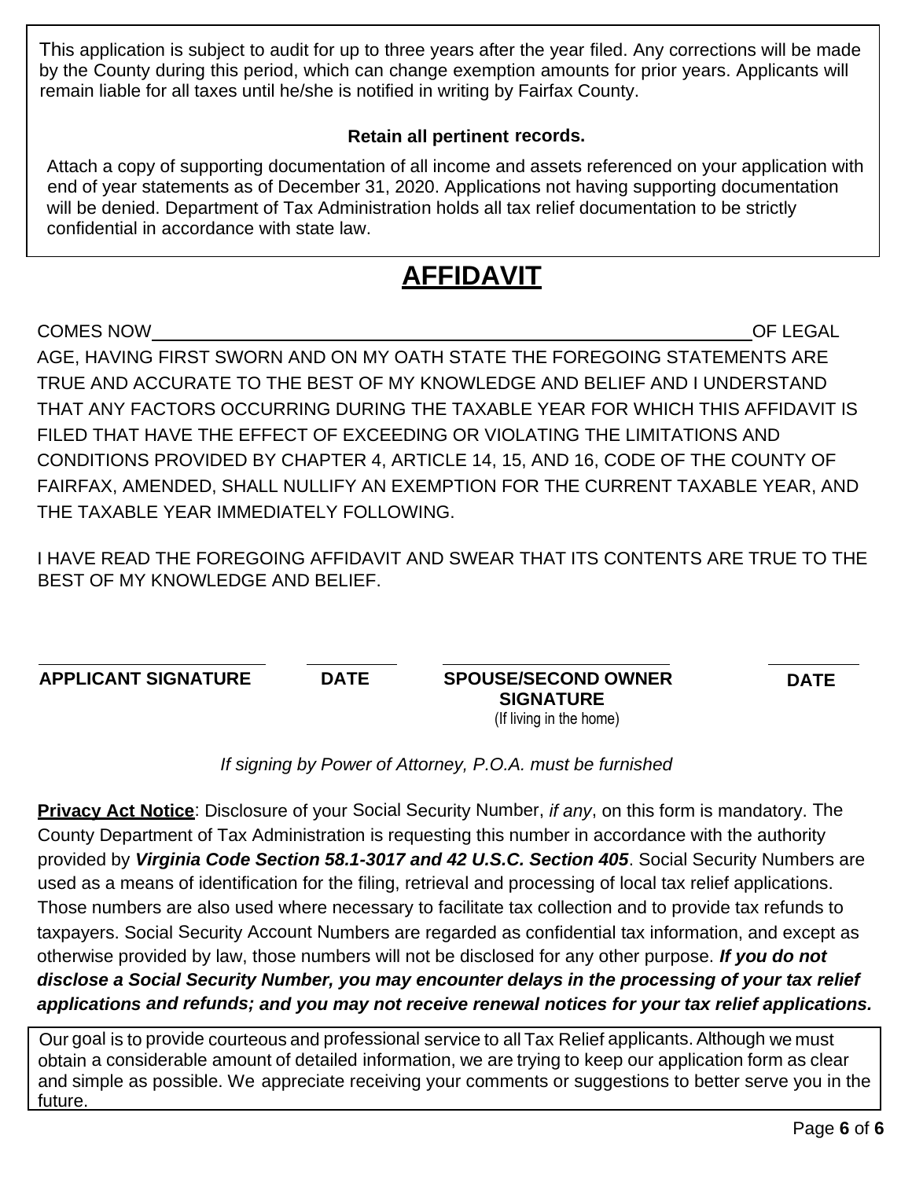This application is subject to audit for up to three years after the year filed. Any corrections will be made by the County during this period, which can change exemption amounts for prior years. Applicants will remain liable for all taxes until he/she is notified in writing by Fairfax County.

**Retain all pertinent records.**

Attach a copy of supporting documentation of all income and assets referenced on your application with end of year statements as of December 31, 2020. Applications not having supporting documentation will be denied. Department of Tax Administration holds all tax relief documentation to be strictly confidential in accordance with state law.

# AFFIDAVIT

COMES NOW ______________________________________________ OF LEGAL AGE, HAVING FIRST SWORN AND ON MY OATH STATE THE FOREGOING STATEMENTS ARE TRUE AND ACCURATE TO THE BEST OF MY KNOWLEDGE AND BELIEF AND I UNDERSTAND THAT ANY FACTORS OCCURRING DURING THE TAXABLE YEAR FOR WHICH THIS AFFIDAVIT IS FILED THAT HAVE THE EFFECT OF EXCEEDING OR VIOLATING THE LIMITATIONS AND CONDITIONS PROVIDED BY CHAPTER 4, ARTICLE 14, 15, AND 16, CODE OF THE COUNTY OF FAIRFAX, AMENDED, SHALL NULLIFY AN EXEMPTION FOR THE CURRENT TAXABLE YEAR, AND THE TAXABLE YEAR IMMEDIATELY FOLLOWING.

I HAVE READ THE FOREGOING AFFIDAVIT AND SWEAR THAT ITS CONTENTS ARE TRUE TO THE BEST OF MY KNOWLEDGE AND BELIEF.

| | | | |
|---|---|---|---|
| ____________________ | __________ | ____________________ | __________ |
| **APPLICANT SIGNATURE** | **DATE** | **SPOUSE/SECOND OWNER SIGNATURE** (If living in the home) | **DATE** |

*If signing by Power of Attorney, P.O.A. must be furnished*

**Privacy Act Notice**: Disclosure of your Social Security Number, *if any*, on this form is mandatory. The County Department of Tax Administration is requesting this number in accordance with the authority provided by ***Virginia Code Section 58.1-3017 and 42 U.S.C. Section 405***. Social Security Numbers are used as a means of identification for the filing, retrieval and processing of local tax relief applications. Those numbers are also used where necessary to facilitate tax collection and to provide tax refunds to taxpayers. Social Security Account Numbers are regarded as confidential tax information, and except as otherwise provided by law, those numbers will not be disclosed for any other purpose. ***If you do not disclose a Social Security Number, you may encounter delays in the processing of your tax relief applications and refunds; and you may not receive renewal notices for your tax relief applications.***

Our goal is to provide courteous and professional service to all Tax Relief applicants. Although we must obtain a considerable amount of detailed information, we are trying to keep our application form as clear and simple as possible. We appreciate receiving your comments or suggestions to better serve you in the future.